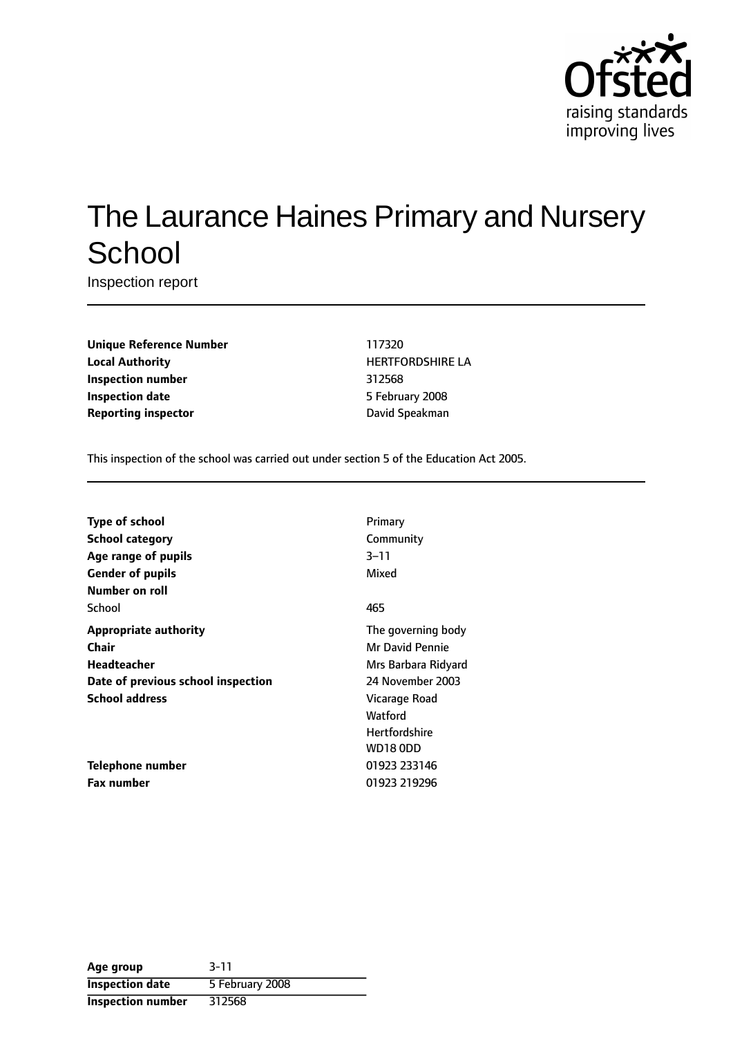Ofsted
raising standards
improving lives

# The Laurance Haines Primary and Nursery School

Inspection report

| | |
|---|---|
| **Unique Reference Number** | 117320 |
| **Local Authority** | HERTFORDSHIRE LA |
| **Inspection number** | 312568 |
| **Inspection date** | 5 February 2008 |
| **Reporting inspector** | David Speakman |

This inspection of the school was carried out under section 5 of the Education Act 2005.

| | |
|---|---|
| **Type of school** | Primary |
| **School category** | Community |
| **Age range of pupils** | 3–11 |
| **Gender of pupils** | Mixed |
| **Number on roll** | |
| School | 465 |
| **Appropriate authority** | The governing body |
| **Chair** | Mr David Pennie |
| **Headteacher** | Mrs Barbara Ridyard |
| **Date of previous school inspection** | 24 November 2003 |
| **School address** | Vicarage Road<br>Watford<br>Hertfordshire<br>WD18 0DD |
| **Telephone number** | 01923 233146 |
| **Fax number** | 01923 219296 |

| | |
|---|---|
| **Age group** | 3-11 |
| **Inspection date** | 5 February 2008 |
| **Inspection number** | 312568 |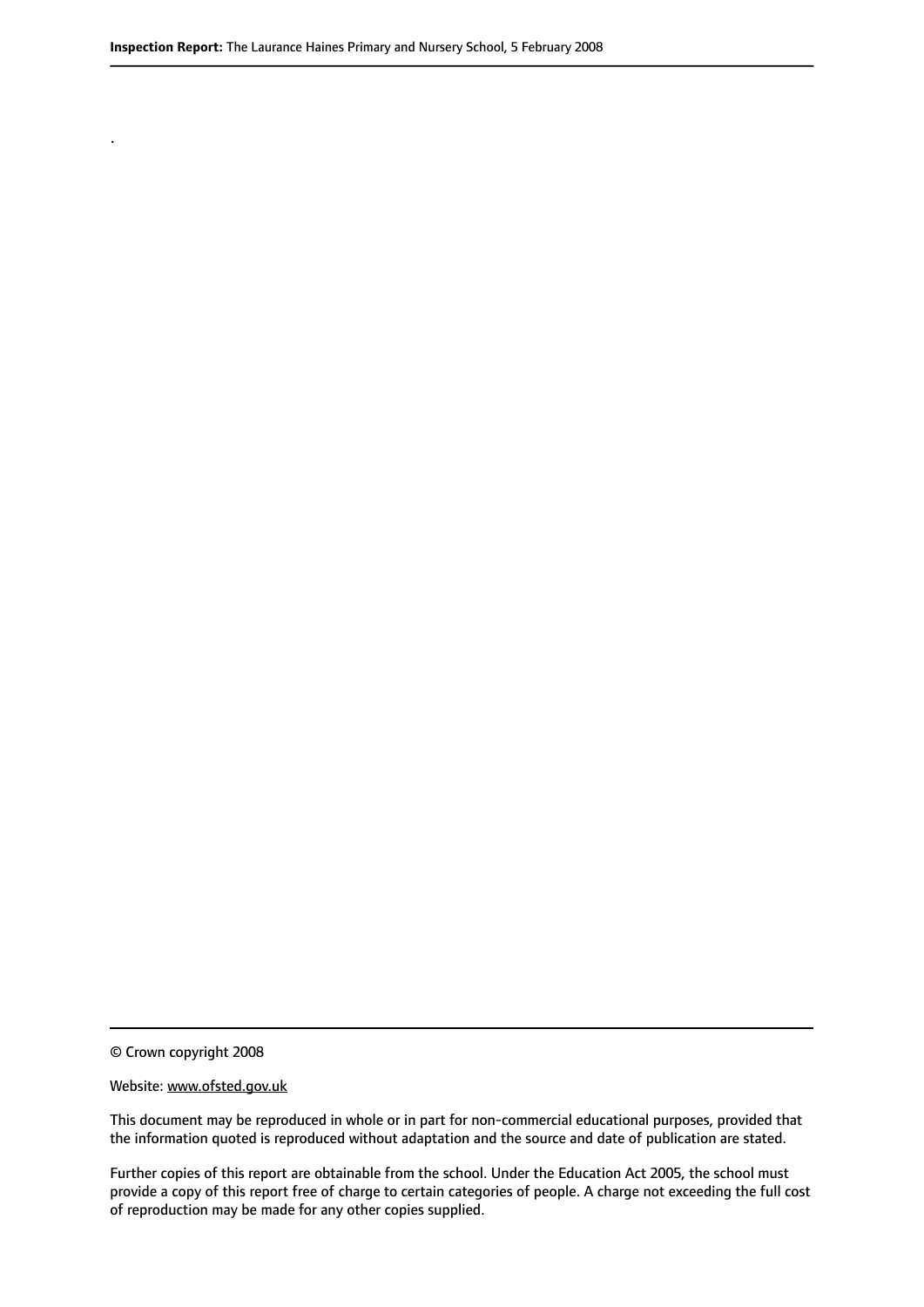.

© Crown copyright 2008

Website: www.ofsted.gov.uk

This document may be reproduced in whole or in part for non-commercial educational purposes, provided that the information quoted is reproduced without adaptation and the source and date of publication are stated.

Further copies of this report are obtainable from the school. Under the Education Act 2005, the school must provide a copy of this report free of charge to certain categories of people. A charge not exceeding the full cost of reproduction may be made for any other copies supplied.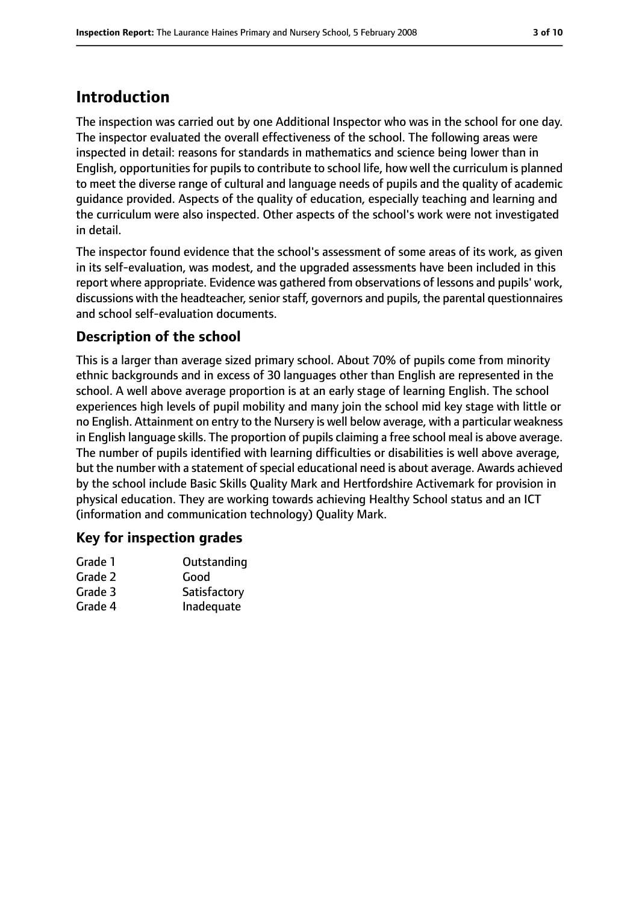## Introduction

The inspection was carried out by one Additional Inspector who was in the school for one day. The inspector evaluated the overall effectiveness of the school. The following areas were inspected in detail: reasons for standards in mathematics and science being lower than in English, opportunities for pupils to contribute to school life, how well the curriculum is planned to meet the diverse range of cultural and language needs of pupils and the quality of academic guidance provided. Aspects of the quality of education, especially teaching and learning and the curriculum were also inspected. Other aspects of the school's work were not investigated in detail.

The inspector found evidence that the school's assessment of some areas of its work, as given in its self-evaluation, was modest, and the upgraded assessments have been included in this report where appropriate. Evidence was gathered from observations of lessons and pupils' work, discussions with the headteacher, senior staff, governors and pupils, the parental questionnaires and school self-evaluation documents.

### Description of the school

This is a larger than average sized primary school. About 70% of pupils come from minority ethnic backgrounds and in excess of 30 languages other than English are represented in the school. A well above average proportion is at an early stage of learning English. The school experiences high levels of pupil mobility and many join the school mid key stage with little or no English. Attainment on entry to the Nursery is well below average, with a particular weakness in English language skills. The proportion of pupils claiming a free school meal is above average. The number of pupils identified with learning difficulties or disabilities is well above average, but the number with a statement of special educational need is about average. Awards achieved by the school include Basic Skills Quality Mark and Hertfordshire Activemark for provision in physical education. They are working towards achieving Healthy School status and an ICT (information and communication technology) Quality Mark.

### Key for inspection grades

| | |
|---|---|
| Grade 1 | Outstanding |
| Grade 2 | Good |
| Grade 3 | Satisfactory |
| Grade 4 | Inadequate |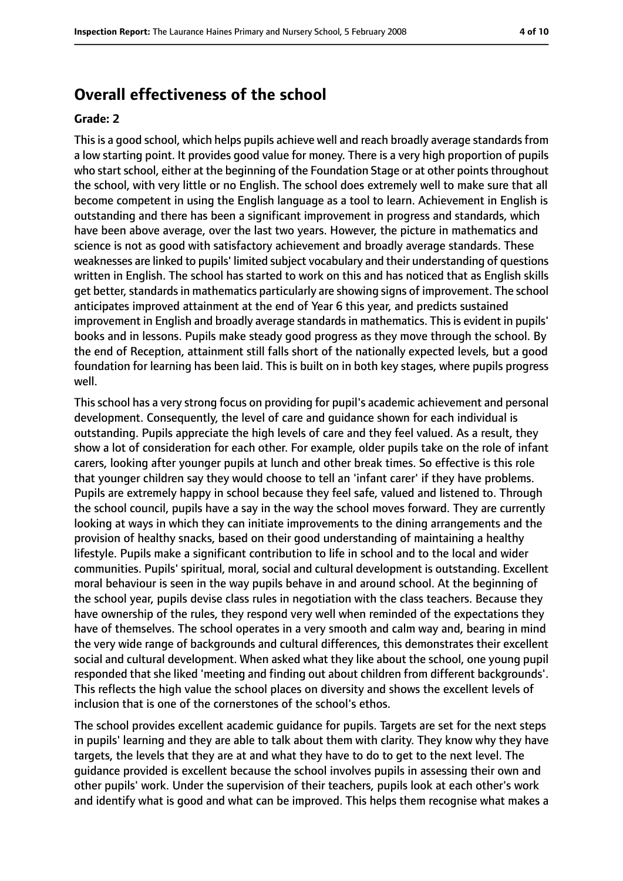## Overall effectiveness of the school

**Grade: 2**

This is a good school, which helps pupils achieve well and reach broadly average standards from a low starting point. It provides good value for money. There is a very high proportion of pupils who start school, either at the beginning of the Foundation Stage or at other points throughout the school, with very little or no English. The school does extremely well to make sure that all become competent in using the English language as a tool to learn. Achievement in English is outstanding and there has been a significant improvement in progress and standards, which have been above average, over the last two years. However, the picture in mathematics and science is not as good with satisfactory achievement and broadly average standards. These weaknesses are linked to pupils' limited subject vocabulary and their understanding of questions written in English. The school has started to work on this and has noticed that as English skills get better, standards in mathematics particularly are showing signs of improvement. The school anticipates improved attainment at the end of Year 6 this year, and predicts sustained improvement in English and broadly average standards in mathematics. This is evident in pupils' books and in lessons. Pupils make steady good progress as they move through the school. By the end of Reception, attainment still falls short of the nationally expected levels, but a good foundation for learning has been laid. This is built on in both key stages, where pupils progress well.

This school has a very strong focus on providing for pupil's academic achievement and personal development. Consequently, the level of care and guidance shown for each individual is outstanding. Pupils appreciate the high levels of care and they feel valued. As a result, they show a lot of consideration for each other. For example, older pupils take on the role of infant carers, looking after younger pupils at lunch and other break times. So effective is this role that younger children say they would choose to tell an 'infant carer' if they have problems. Pupils are extremely happy in school because they feel safe, valued and listened to. Through the school council, pupils have a say in the way the school moves forward. They are currently looking at ways in which they can initiate improvements to the dining arrangements and the provision of healthy snacks, based on their good understanding of maintaining a healthy lifestyle. Pupils make a significant contribution to life in school and to the local and wider communities. Pupils' spiritual, moral, social and cultural development is outstanding. Excellent moral behaviour is seen in the way pupils behave in and around school. At the beginning of the school year, pupils devise class rules in negotiation with the class teachers. Because they have ownership of the rules, they respond very well when reminded of the expectations they have of themselves. The school operates in a very smooth and calm way and, bearing in mind the very wide range of backgrounds and cultural differences, this demonstrates their excellent social and cultural development. When asked what they like about the school, one young pupil responded that she liked 'meeting and finding out about children from different backgrounds'. This reflects the high value the school places on diversity and shows the excellent levels of inclusion that is one of the cornerstones of the school's ethos.

The school provides excellent academic guidance for pupils. Targets are set for the next steps in pupils' learning and they are able to talk about them with clarity. They know why they have targets, the levels that they are at and what they have to do to get to the next level. The guidance provided is excellent because the school involves pupils in assessing their own and other pupils' work. Under the supervision of their teachers, pupils look at each other's work and identify what is good and what can be improved. This helps them recognise what makes a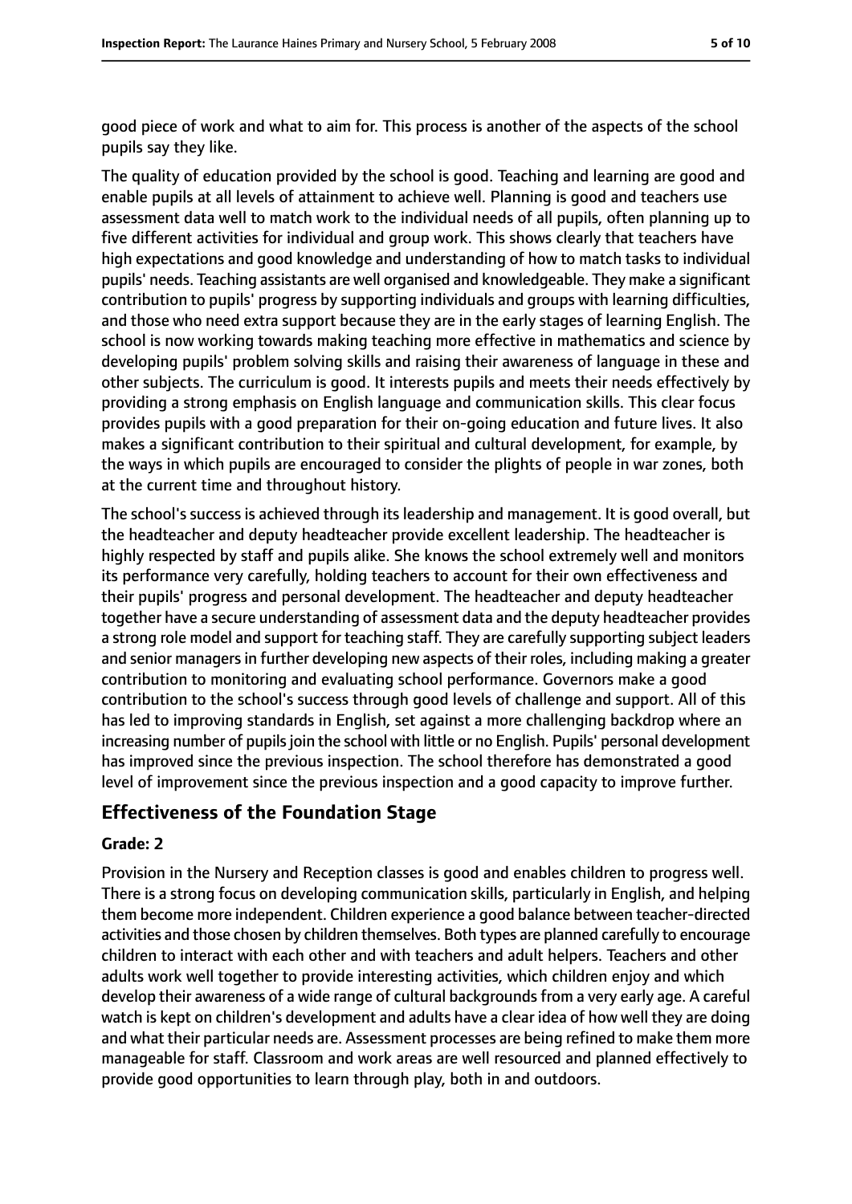good piece of work and what to aim for. This process is another of the aspects of the school pupils say they like.

The quality of education provided by the school is good. Teaching and learning are good and enable pupils at all levels of attainment to achieve well. Planning is good and teachers use assessment data well to match work to the individual needs of all pupils, often planning up to five different activities for individual and group work. This shows clearly that teachers have high expectations and good knowledge and understanding of how to match tasks to individual pupils' needs. Teaching assistants are well organised and knowledgeable. They make a significant contribution to pupils' progress by supporting individuals and groups with learning difficulties, and those who need extra support because they are in the early stages of learning English. The school is now working towards making teaching more effective in mathematics and science by developing pupils' problem solving skills and raising their awareness of language in these and other subjects. The curriculum is good. It interests pupils and meets their needs effectively by providing a strong emphasis on English language and communication skills. This clear focus provides pupils with a good preparation for their on-going education and future lives. It also makes a significant contribution to their spiritual and cultural development, for example, by the ways in which pupils are encouraged to consider the plights of people in war zones, both at the current time and throughout history.

The school's success is achieved through its leadership and management. It is good overall, but the headteacher and deputy headteacher provide excellent leadership. The headteacher is highly respected by staff and pupils alike. She knows the school extremely well and monitors its performance very carefully, holding teachers to account for their own effectiveness and their pupils' progress and personal development. The headteacher and deputy headteacher together have a secure understanding of assessment data and the deputy headteacher provides a strong role model and support for teaching staff. They are carefully supporting subject leaders and senior managers in further developing new aspects of their roles, including making a greater contribution to monitoring and evaluating school performance. Governors make a good contribution to the school's success through good levels of challenge and support. All of this has led to improving standards in English, set against a more challenging backdrop where an increasing number of pupils join the school with little or no English. Pupils' personal development has improved since the previous inspection. The school therefore has demonstrated a good level of improvement since the previous inspection and a good capacity to improve further.

## Effectiveness of the Foundation Stage

**Grade: 2**

Provision in the Nursery and Reception classes is good and enables children to progress well. There is a strong focus on developing communication skills, particularly in English, and helping them become more independent. Children experience a good balance between teacher-directed activities and those chosen by children themselves. Both types are planned carefully to encourage children to interact with each other and with teachers and adult helpers. Teachers and other adults work well together to provide interesting activities, which children enjoy and which develop their awareness of a wide range of cultural backgrounds from a very early age. A careful watch is kept on children's development and adults have a clear idea of how well they are doing and what their particular needs are. Assessment processes are being refined to make them more manageable for staff. Classroom and work areas are well resourced and planned effectively to provide good opportunities to learn through play, both in and outdoors.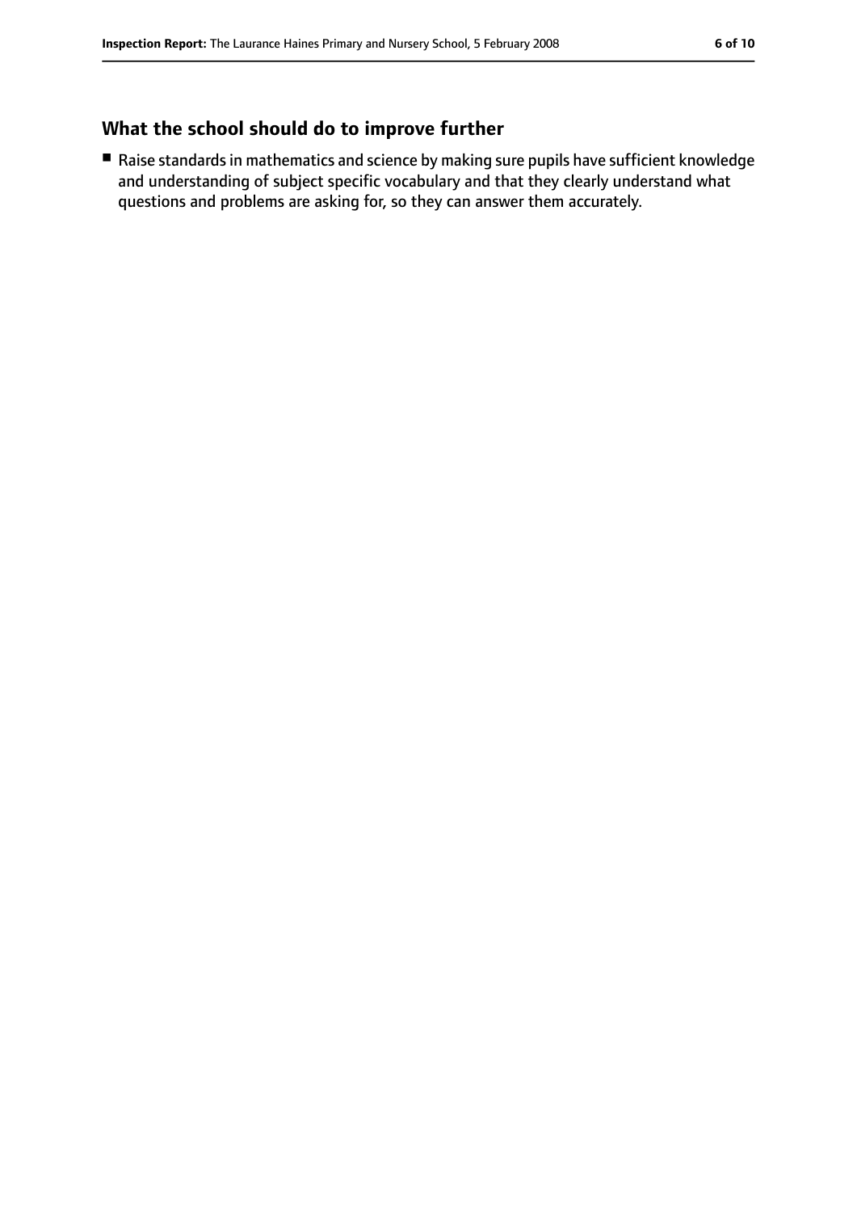## What the school should do to improve further

- Raise standards in mathematics and science by making sure pupils have sufficient knowledge and understanding of subject specific vocabulary and that they clearly understand what questions and problems are asking for, so they can answer them accurately.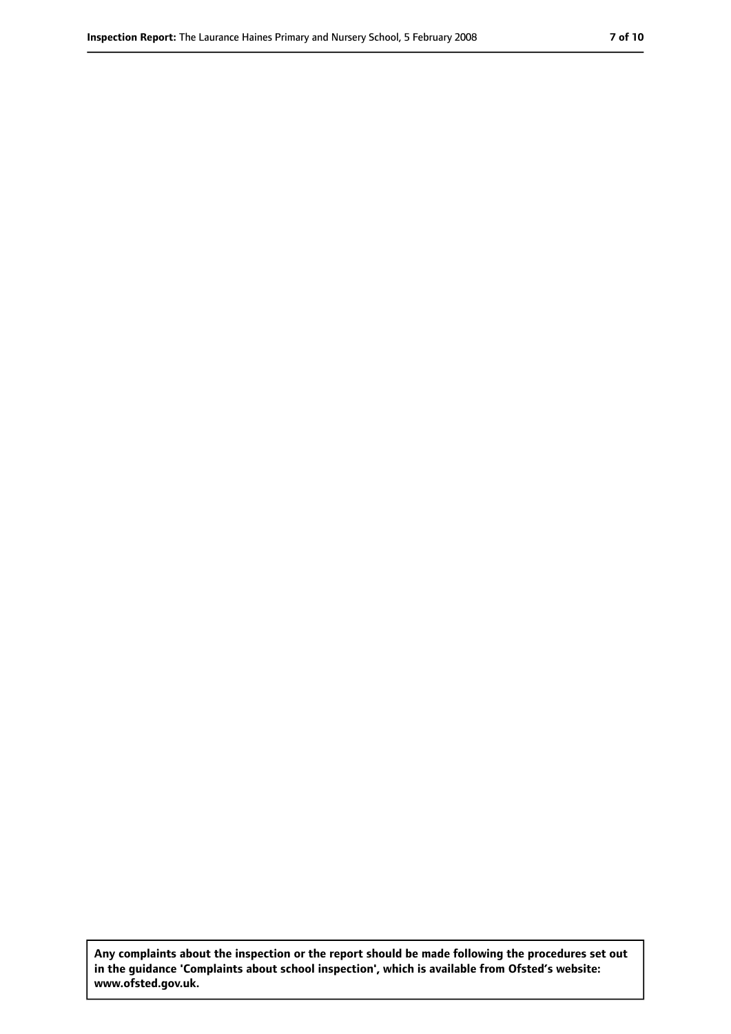**Any complaints about the inspection or the report should be made following the procedures set out in the guidance 'Complaints about school inspection', which is available from Ofsted's website: www.ofsted.gov.uk.**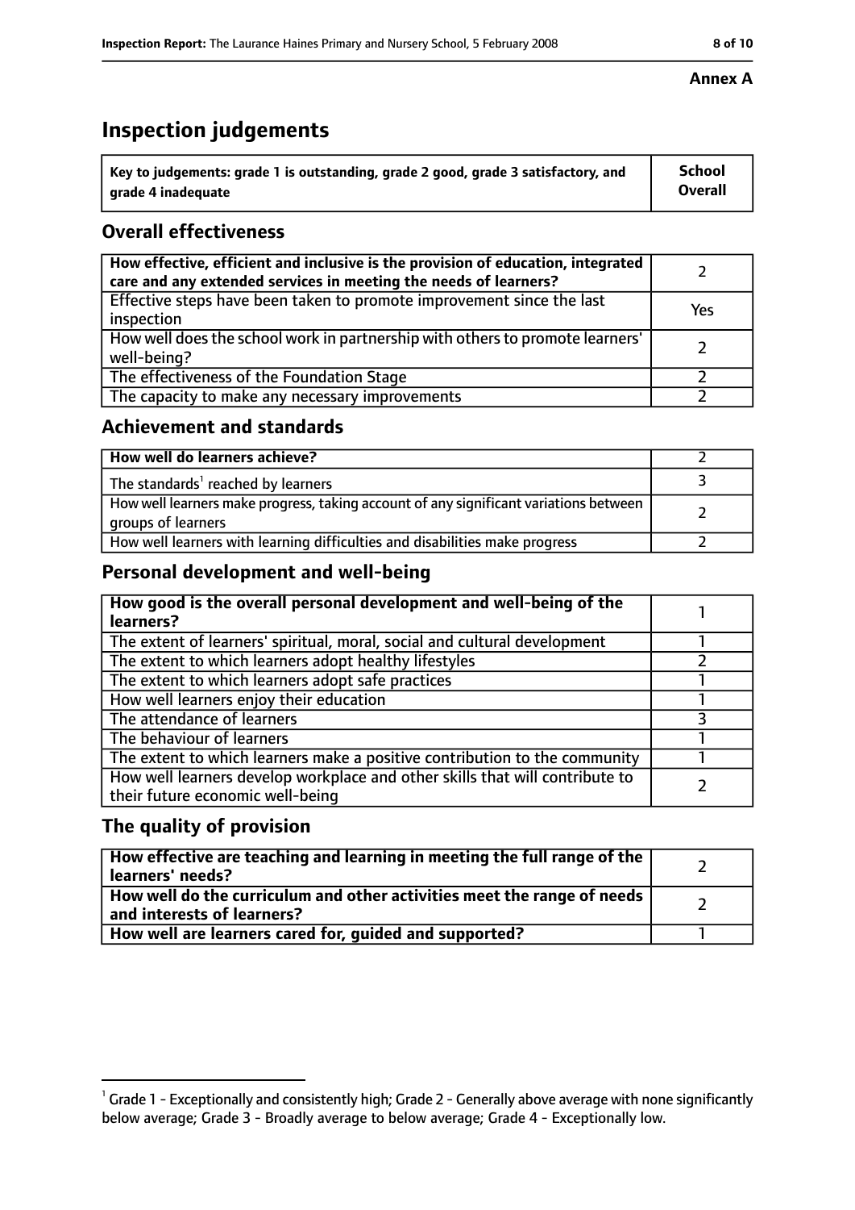**Annex A**

# Inspection judgements

| Key to judgements: grade 1 is outstanding, grade 2 good, grade 3 satisfactory, and grade 4 inadequate | School Overall |
| --- | --- |

## Overall effectiveness

| | |
| --- | --- |
| **How effective, efficient and inclusive is the provision of education, integrated care and any extended services in meeting the needs of learners?** | 2 |
| Effective steps have been taken to promote improvement since the last inspection | Yes |
| How well does the school work in partnership with others to promote learners' well-being? | 2 |
| The effectiveness of the Foundation Stage | 2 |
| The capacity to make any necessary improvements | 2 |

## Achievement and standards

| | |
| --- | --- |
| **How well do learners achieve?** | 2 |
| The standards[1] reached by learners | 3 |
| How well learners make progress, taking account of any significant variations between groups of learners | 2 |
| How well learners with learning difficulties and disabilities make progress | 2 |

## Personal development and well-being

| | |
| --- | --- |
| **How good is the overall personal development and well-being of the learners?** | 1 |
| The extent of learners' spiritual, moral, social and cultural development | 1 |
| The extent to which learners adopt healthy lifestyles | 2 |
| The extent to which learners adopt safe practices | 1 |
| How well learners enjoy their education | 1 |
| The attendance of learners | 3 |
| The behaviour of learners | 1 |
| The extent to which learners make a positive contribution to the community | 1 |
| How well learners develop workplace and other skills that will contribute to their future economic well-being | 2 |

## The quality of provision

| | |
| --- | --- |
| **How effective are teaching and learning in meeting the full range of the learners' needs?** | 2 |
| **How well do the curriculum and other activities meet the range of needs and interests of learners?** | 2 |
| **How well are learners cared for, guided and supported?** | 1 |

[1] Grade 1 - Exceptionally and consistently high; Grade 2 - Generally above average with none significantly below average; Grade 3 - Broadly average to below average; Grade 4 - Exceptionally low.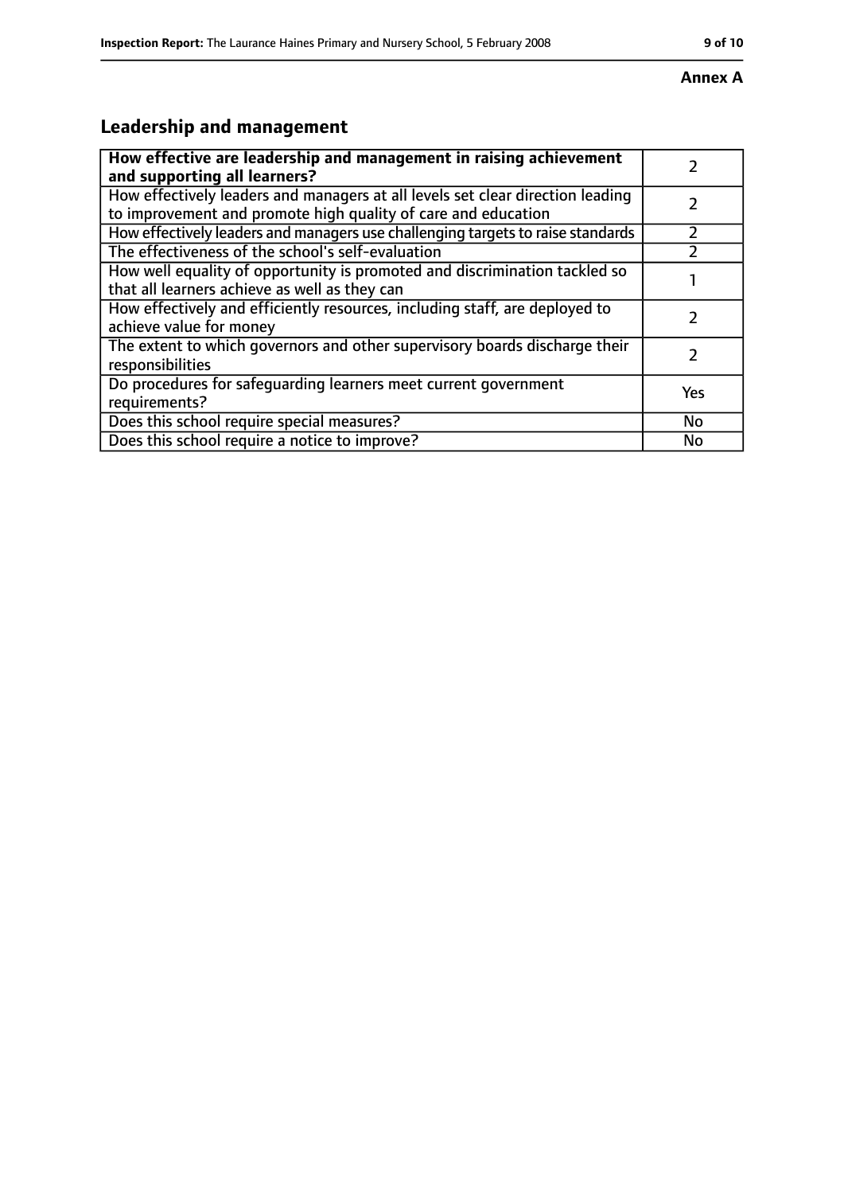**Annex A**

## Leadership and management

| **How effective are leadership and management in raising achievement and supporting all learners?** | 2 |
|---|---|
| How effectively leaders and managers at all levels set clear direction leading to improvement and promote high quality of care and education | 2 |
| How effectively leaders and managers use challenging targets to raise standards | 2 |
| The effectiveness of the school's self-evaluation | 2 |
| How well equality of opportunity is promoted and discrimination tackled so that all learners achieve as well as they can | 1 |
| How effectively and efficiently resources, including staff, are deployed to achieve value for money | 2 |
| The extent to which governors and other supervisory boards discharge their responsibilities | 2 |
| Do procedures for safeguarding learners meet current government requirements? | Yes |
| Does this school require special measures? | No |
| Does this school require a notice to improve? | No |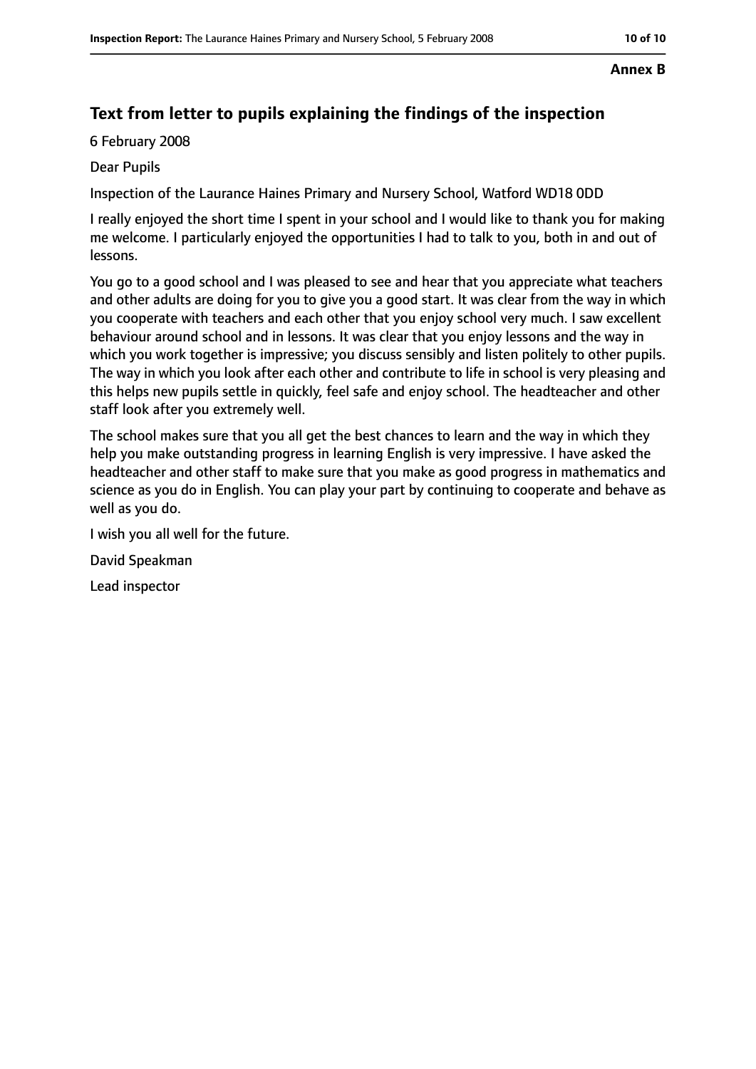Annex B

## Text from letter to pupils explaining the findings of the inspection

6 February 2008

Dear Pupils

Inspection of the Laurance Haines Primary and Nursery School, Watford WD18 0DD

I really enjoyed the short time I spent in your school and I would like to thank you for making me welcome. I particularly enjoyed the opportunities I had to talk to you, both in and out of lessons.

You go to a good school and I was pleased to see and hear that you appreciate what teachers and other adults are doing for you to give you a good start. It was clear from the way in which you cooperate with teachers and each other that you enjoy school very much. I saw excellent behaviour around school and in lessons. It was clear that you enjoy lessons and the way in which you work together is impressive; you discuss sensibly and listen politely to other pupils. The way in which you look after each other and contribute to life in school is very pleasing and this helps new pupils settle in quickly, feel safe and enjoy school. The headteacher and other staff look after you extremely well.

The school makes sure that you all get the best chances to learn and the way in which they help you make outstanding progress in learning English is very impressive. I have asked the headteacher and other staff to make sure that you make as good progress in mathematics and science as you do in English. You can play your part by continuing to cooperate and behave as well as you do.

I wish you all well for the future.

David Speakman

Lead inspector